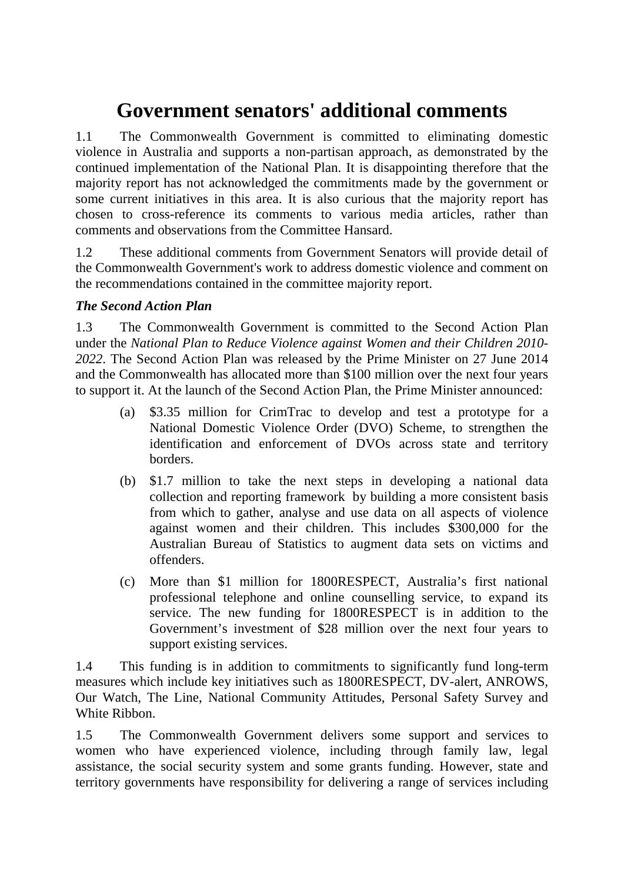# Government senators' additional comments

1.1 The Commonwealth Government is committed to eliminating domestic violence in Australia and supports a non-partisan approach, as demonstrated by the continued implementation of the National Plan. It is disappointing therefore that the majority report has not acknowledged the commitments made by the government or some current initiatives in this area. It is also curious that the majority report has chosen to cross-reference its comments to various media articles, rather than comments and observations from the Committee Hansard.

1.2 These additional comments from Government Senators will provide detail of the Commonwealth Government's work to address domestic violence and comment on the recommendations contained in the committee majority report.

***The Second Action Plan***

1.3 The Commonwealth Government is committed to the Second Action Plan under the *National Plan to Reduce Violence against Women and their Children 2010-2022*. The Second Action Plan was released by the Prime Minister on 27 June 2014 and the Commonwealth has allocated more than $100 million over the next four years to support it. At the launch of the Second Action Plan, the Prime Minister announced:

(a) $3.35 million for CrimTrac to develop and test a prototype for a National Domestic Violence Order (DVO) Scheme, to strengthen the identification and enforcement of DVOs across state and territory borders.

(b) $1.7 million to take the next steps in developing a national data collection and reporting framework by building a more consistent basis from which to gather, analyse and use data on all aspects of violence against women and their children. This includes $300,000 for the Australian Bureau of Statistics to augment data sets on victims and offenders.

(c) More than $1 million for 1800RESPECT, Australia's first national professional telephone and online counselling service, to expand its service. The new funding for 1800RESPECT is in addition to the Government's investment of $28 million over the next four years to support existing services.

1.4 This funding is in addition to commitments to significantly fund long-term measures which include key initiatives such as 1800RESPECT, DV-alert, ANROWS, Our Watch, The Line, National Community Attitudes, Personal Safety Survey and White Ribbon.

1.5 The Commonwealth Government delivers some support and services to women who have experienced violence, including through family law, legal assistance, the social security system and some grants funding. However, state and territory governments have responsibility for delivering a range of services including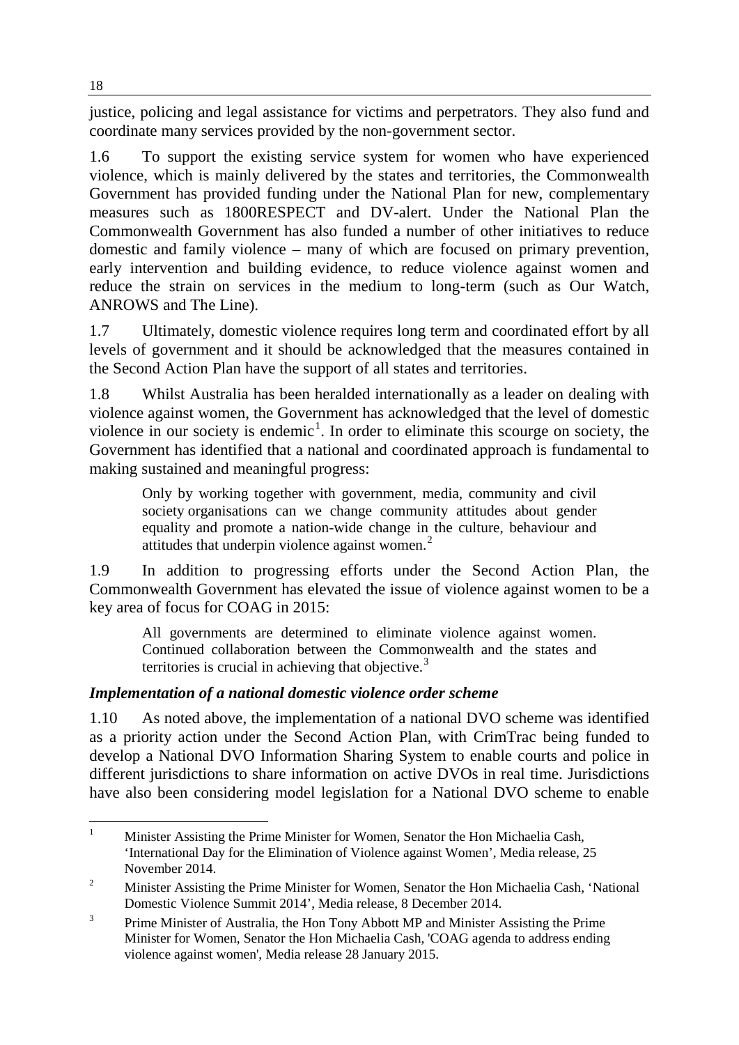justice, policing and legal assistance for victims and perpetrators. They also fund and coordinate many services provided by the non-government sector.

1.6 To support the existing service system for women who have experienced violence, which is mainly delivered by the states and territories, the Commonwealth Government has provided funding under the National Plan for new, complementary measures such as 1800RESPECT and DV-alert. Under the National Plan the Commonwealth Government has also funded a number of other initiatives to reduce domestic and family violence – many of which are focused on primary prevention, early intervention and building evidence, to reduce violence against women and reduce the strain on services in the medium to long-term (such as Our Watch, ANROWS and The Line).

1.7 Ultimately, domestic violence requires long term and coordinated effort by all levels of government and it should be acknowledged that the measures contained in the Second Action Plan have the support of all states and territories.

1.8 Whilst Australia has been heralded internationally as a leader on dealing with violence against women, the Government has acknowledged that the level of domestic violence in our society is endemic[1]. In order to eliminate this scourge on society, the Government has identified that a national and coordinated approach is fundamental to making sustained and meaningful progress:

> Only by working together with government, media, community and civil society organisations can we change community attitudes about gender equality and promote a nation-wide change in the culture, behaviour and attitudes that underpin violence against women.[2]

1.9 In addition to progressing efforts under the Second Action Plan, the Commonwealth Government has elevated the issue of violence against women to be a key area of focus for COAG in 2015:

> All governments are determined to eliminate violence against women. Continued collaboration between the Commonwealth and the states and territories is crucial in achieving that objective.[3]

### *Implementation of a national domestic violence order scheme*

1.10 As noted above, the implementation of a national DVO scheme was identified as a priority action under the Second Action Plan, with CrimTrac being funded to develop a National DVO Information Sharing System to enable courts and police in different jurisdictions to share information on active DVOs in real time. Jurisdictions have also been considering model legislation for a National DVO scheme to enable

---

[1] Minister Assisting the Prime Minister for Women, Senator the Hon Michaelia Cash, 'International Day for the Elimination of Violence against Women', Media release, 25 November 2014.

[2] Minister Assisting the Prime Minister for Women, Senator the Hon Michaelia Cash, 'National Domestic Violence Summit 2014', Media release, 8 December 2014.

[3] Prime Minister of Australia, the Hon Tony Abbott MP and Minister Assisting the Prime Minister for Women, Senator the Hon Michaelia Cash, 'COAG agenda to address ending violence against women', Media release 28 January 2015.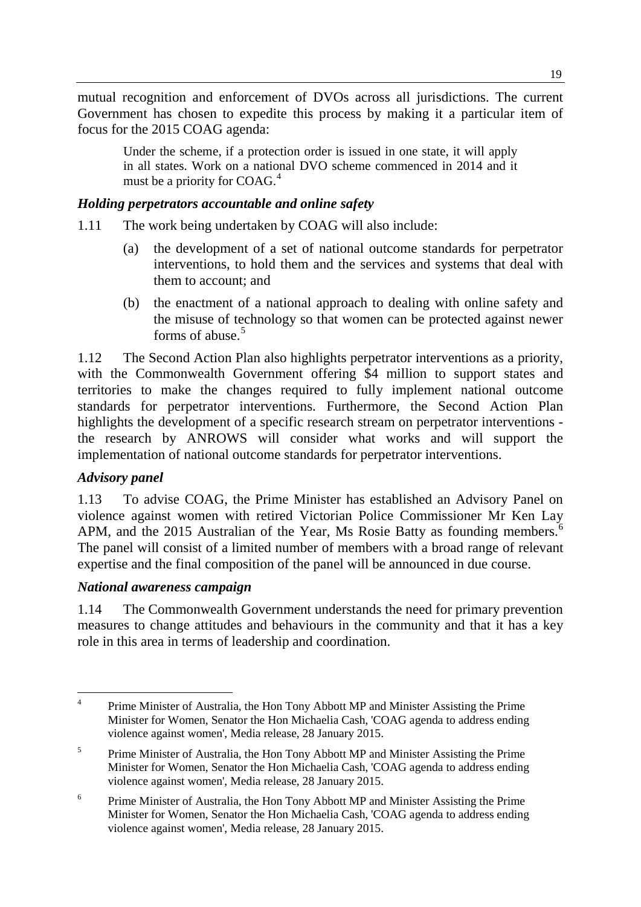mutual recognition and enforcement of DVOs across all jurisdictions. The current Government has chosen to expedite this process by making it a particular item of focus for the 2015 COAG agenda:

> Under the scheme, if a protection order is issued in one state, it will apply in all states. Work on a national DVO scheme commenced in 2014 and it must be a priority for COAG.[4]

### *Holding perpetrators accountable and online safety*

1.11 The work being undertaken by COAG will also include:

(a) the development of a set of national outcome standards for perpetrator interventions, to hold them and the services and systems that deal with them to account; and

(b) the enactment of a national approach to dealing with online safety and the misuse of technology so that women can be protected against newer forms of abuse.[5]

1.12 The Second Action Plan also highlights perpetrator interventions as a priority, with the Commonwealth Government offering $4 million to support states and territories to make the changes required to fully implement national outcome standards for perpetrator interventions. Furthermore, the Second Action Plan highlights the development of a specific research stream on perpetrator interventions - the research by ANROWS will consider what works and will support the implementation of national outcome standards for perpetrator interventions.

### *Advisory panel*

1.13 To advise COAG, the Prime Minister has established an Advisory Panel on violence against women with retired Victorian Police Commissioner Mr Ken Lay APM, and the 2015 Australian of the Year, Ms Rosie Batty as founding members.[6] The panel will consist of a limited number of members with a broad range of relevant expertise and the final composition of the panel will be announced in due course.

### *National awareness campaign*

1.14 The Commonwealth Government understands the need for primary prevention measures to change attitudes and behaviours in the community and that it has a key role in this area in terms of leadership and coordination.

---

[4] Prime Minister of Australia, the Hon Tony Abbott MP and Minister Assisting the Prime Minister for Women, Senator the Hon Michaelia Cash, 'COAG agenda to address ending violence against women', Media release, 28 January 2015.

[5] Prime Minister of Australia, the Hon Tony Abbott MP and Minister Assisting the Prime Minister for Women, Senator the Hon Michaelia Cash, 'COAG agenda to address ending violence against women', Media release, 28 January 2015.

[6] Prime Minister of Australia, the Hon Tony Abbott MP and Minister Assisting the Prime Minister for Women, Senator the Hon Michaelia Cash, 'COAG agenda to address ending violence against women', Media release, 28 January 2015.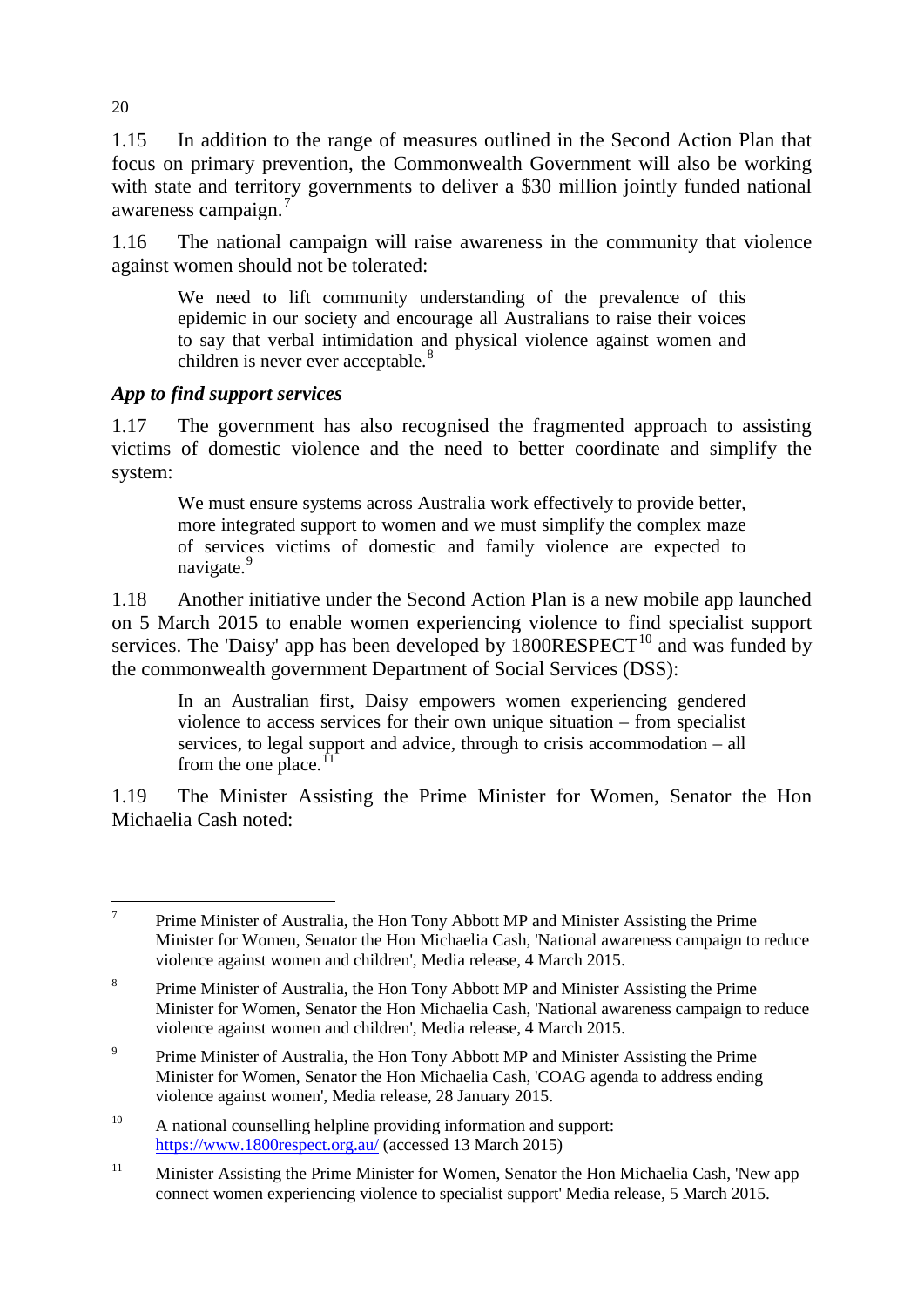1.15 In addition to the range of measures outlined in the Second Action Plan that focus on primary prevention, the Commonwealth Government will also be working with state and territory governments to deliver a $30 million jointly funded national awareness campaign.[7]

1.16 The national campaign will raise awareness in the community that violence against women should not be tolerated:

> We need to lift community understanding of the prevalence of this epidemic in our society and encourage all Australians to raise their voices to say that verbal intimidation and physical violence against women and children is never ever acceptable.[8]

### *App to find support services*

1.17 The government has also recognised the fragmented approach to assisting victims of domestic violence and the need to better coordinate and simplify the system:

> We must ensure systems across Australia work effectively to provide better, more integrated support to women and we must simplify the complex maze of services victims of domestic and family violence are expected to navigate.[9]

1.18 Another initiative under the Second Action Plan is a new mobile app launched on 5 March 2015 to enable women experiencing violence to find specialist support services. The 'Daisy' app has been developed by 1800RESPECT[10] and was funded by the commonwealth government Department of Social Services (DSS):

> In an Australian first, Daisy empowers women experiencing gendered violence to access services for their own unique situation – from specialist services, to legal support and advice, through to crisis accommodation – all from the one place.[11]

1.19 The Minister Assisting the Prime Minister for Women, Senator the Hon Michaelia Cash noted:

---

[7] Prime Minister of Australia, the Hon Tony Abbott MP and Minister Assisting the Prime Minister for Women, Senator the Hon Michaelia Cash, 'National awareness campaign to reduce violence against women and children', Media release, 4 March 2015.

[8] Prime Minister of Australia, the Hon Tony Abbott MP and Minister Assisting the Prime Minister for Women, Senator the Hon Michaelia Cash, 'National awareness campaign to reduce violence against women and children', Media release, 4 March 2015.

[9] Prime Minister of Australia, the Hon Tony Abbott MP and Minister Assisting the Prime Minister for Women, Senator the Hon Michaelia Cash, 'COAG agenda to address ending violence against women', Media release, 28 January 2015.

[10] A national counselling helpline providing information and support: https://www.1800respect.org.au/ (accessed 13 March 2015)

[11] Minister Assisting the Prime Minister for Women, Senator the Hon Michaelia Cash, 'New app connect women experiencing violence to specialist support' Media release, 5 March 2015.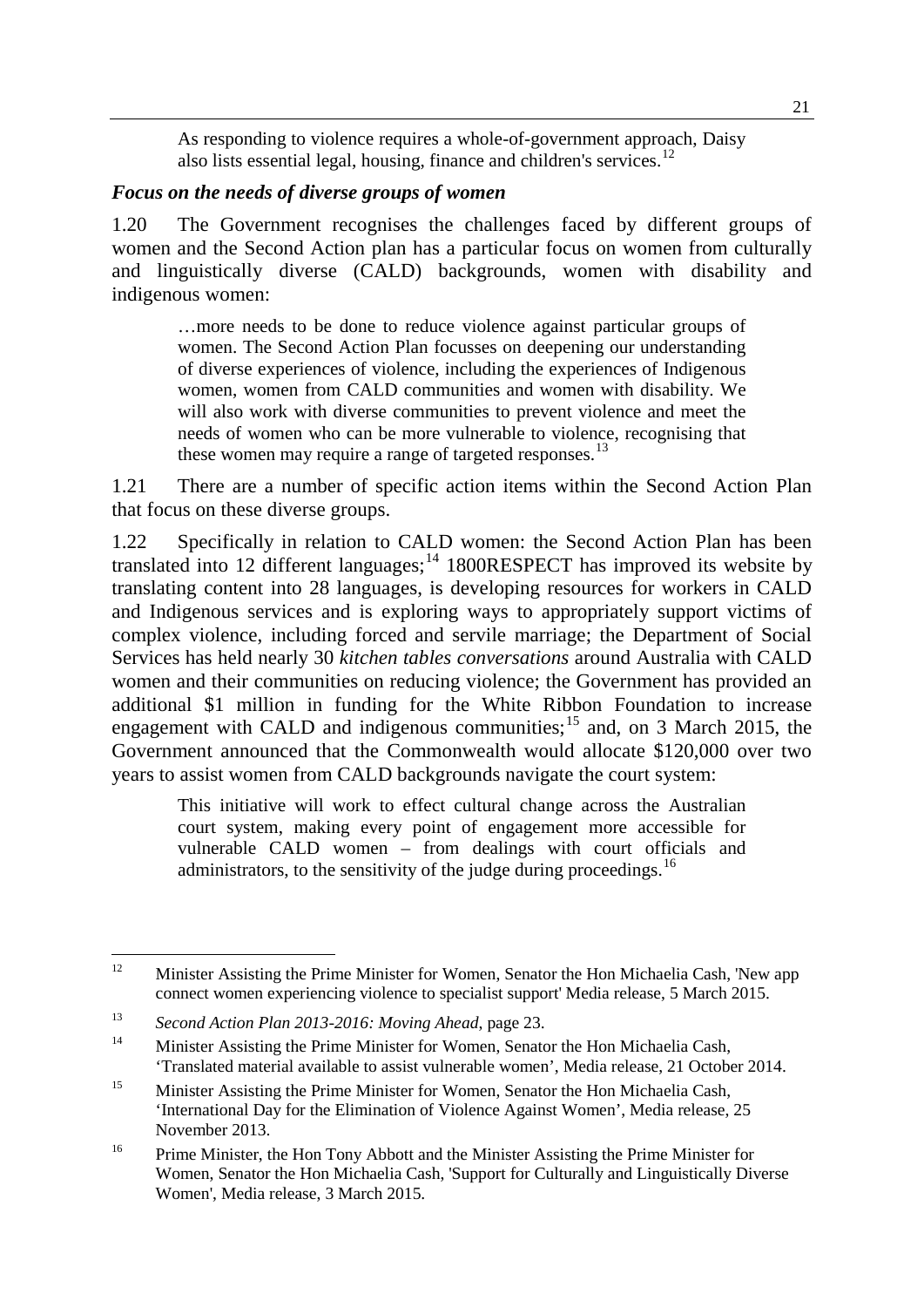> As responding to violence requires a whole-of-government approach, Daisy also lists essential legal, housing, finance and children's services.[12]

### *Focus on the needs of diverse groups of women*

1.20 The Government recognises the challenges faced by different groups of women and the Second Action plan has a particular focus on women from culturally and linguistically diverse (CALD) backgrounds, women with disability and indigenous women:

> …more needs to be done to reduce violence against particular groups of women. The Second Action Plan focusses on deepening our understanding of diverse experiences of violence, including the experiences of Indigenous women, women from CALD communities and women with disability. We will also work with diverse communities to prevent violence and meet the needs of women who can be more vulnerable to violence, recognising that these women may require a range of targeted responses.[13]

1.21 There are a number of specific action items within the Second Action Plan that focus on these diverse groups.

1.22 Specifically in relation to CALD women: the Second Action Plan has been translated into 12 different languages;[14] 1800RESPECT has improved its website by translating content into 28 languages, is developing resources for workers in CALD and Indigenous services and is exploring ways to appropriately support victims of complex violence, including forced and servile marriage; the Department of Social Services has held nearly 30 *kitchen tables conversations* around Australia with CALD women and their communities on reducing violence; the Government has provided an additional $1 million in funding for the White Ribbon Foundation to increase engagement with CALD and indigenous communities;[15] and, on 3 March 2015, the Government announced that the Commonwealth would allocate $120,000 over two years to assist women from CALD backgrounds navigate the court system:

> This initiative will work to effect cultural change across the Australian court system, making every point of engagement more accessible for vulnerable CALD women – from dealings with court officials and administrators, to the sensitivity of the judge during proceedings.[16]

---

[12] Minister Assisting the Prime Minister for Women, Senator the Hon Michaelia Cash, 'New app connect women experiencing violence to specialist support' Media release, 5 March 2015.

[13] *Second Action Plan 2013-2016: Moving Ahead*, page 23.

[14] Minister Assisting the Prime Minister for Women, Senator the Hon Michaelia Cash, 'Translated material available to assist vulnerable women', Media release, 21 October 2014.

[15] Minister Assisting the Prime Minister for Women, Senator the Hon Michaelia Cash, 'International Day for the Elimination of Violence Against Women', Media release, 25 November 2013.

[16] Prime Minister, the Hon Tony Abbott and the Minister Assisting the Prime Minister for Women, Senator the Hon Michaelia Cash, 'Support for Culturally and Linguistically Diverse Women', Media release, 3 March 2015.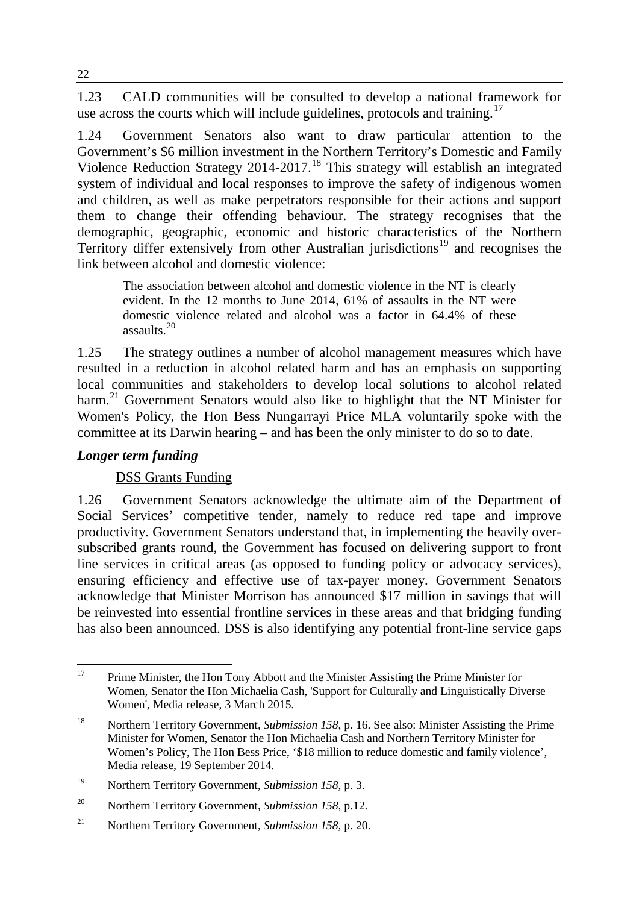1.23 CALD communities will be consulted to develop a national framework for use across the courts which will include guidelines, protocols and training.[17]

1.24 Government Senators also want to draw particular attention to the Government's $6 million investment in the Northern Territory's Domestic and Family Violence Reduction Strategy 2014-2017.[18] This strategy will establish an integrated system of individual and local responses to improve the safety of indigenous women and children, as well as make perpetrators responsible for their actions and support them to change their offending behaviour. The strategy recognises that the demographic, geographic, economic and historic characteristics of the Northern Territory differ extensively from other Australian jurisdictions[19] and recognises the link between alcohol and domestic violence:

> The association between alcohol and domestic violence in the NT is clearly evident. In the 12 months to June 2014, 61% of assaults in the NT were domestic violence related and alcohol was a factor in 64.4% of these assaults.[20]

1.25 The strategy outlines a number of alcohol management measures which have resulted in a reduction in alcohol related harm and has an emphasis on supporting local communities and stakeholders to develop local solutions to alcohol related harm.[21] Government Senators would also like to highlight that the NT Minister for Women's Policy, the Hon Bess Nungarrayi Price MLA voluntarily spoke with the committee at its Darwin hearing – and has been the only minister to do so to date.

### *Longer term funding*

<u>DSS Grants Funding</u>

1.26 Government Senators acknowledge the ultimate aim of the Department of Social Services' competitive tender, namely to reduce red tape and improve productivity. Government Senators understand that, in implementing the heavily over-subscribed grants round, the Government has focused on delivering support to front line services in critical areas (as opposed to funding policy or advocacy services), ensuring efficiency and effective use of tax-payer money. Government Senators acknowledge that Minister Morrison has announced $17 million in savings that will be reinvested into essential frontline services in these areas and that bridging funding has also been announced. DSS is also identifying any potential front-line service gaps

---

17 Prime Minister, the Hon Tony Abbott and the Minister Assisting the Prime Minister for Women, Senator the Hon Michaelia Cash, 'Support for Culturally and Linguistically Diverse Women', Media release, 3 March 2015.

18 Northern Territory Government, *Submission 158*, p. 16. See also: Minister Assisting the Prime Minister for Women, Senator the Hon Michaelia Cash and Northern Territory Minister for Women's Policy, The Hon Bess Price, '$18 million to reduce domestic and family violence', Media release, 19 September 2014.

19 Northern Territory Government, *Submission 158*, p. 3.

20 Northern Territory Government, *Submission 158*, p.12.

21 Northern Territory Government, *Submission 158*, p. 20.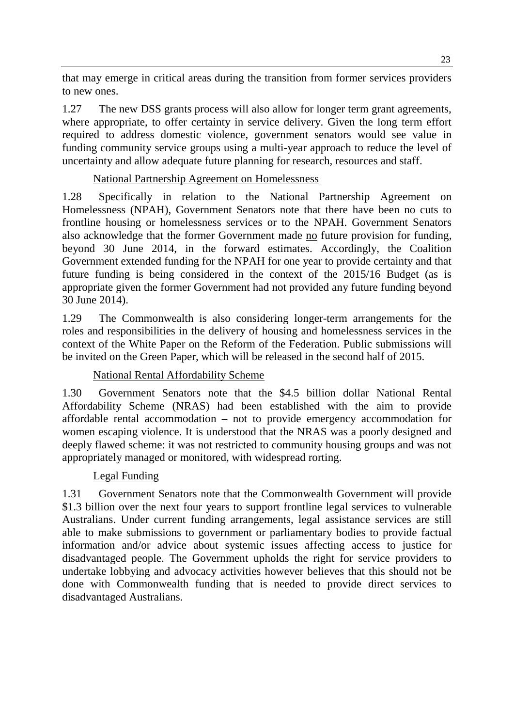that may emerge in critical areas during the transition from former services providers to new ones.

1.27 The new DSS grants process will also allow for longer term grant agreements, where appropriate, to offer certainty in service delivery. Given the long term effort required to address domestic violence, government senators would see value in funding community service groups using a multi-year approach to reduce the level of uncertainty and allow adequate future planning for research, resources and staff.

### National Partnership Agreement on Homelessness

1.28 Specifically in relation to the National Partnership Agreement on Homelessness (NPAH), Government Senators note that there have been no cuts to frontline housing or homelessness services or to the NPAH. Government Senators also acknowledge that the former Government made no future provision for funding, beyond 30 June 2014, in the forward estimates. Accordingly, the Coalition Government extended funding for the NPAH for one year to provide certainty and that future funding is being considered in the context of the 2015/16 Budget (as is appropriate given the former Government had not provided any future funding beyond 30 June 2014).

1.29 The Commonwealth is also considering longer-term arrangements for the roles and responsibilities in the delivery of housing and homelessness services in the context of the White Paper on the Reform of the Federation. Public submissions will be invited on the Green Paper, which will be released in the second half of 2015.

### National Rental Affordability Scheme

1.30 Government Senators note that the $4.5 billion dollar National Rental Affordability Scheme (NRAS) had been established with the aim to provide affordable rental accommodation – not to provide emergency accommodation for women escaping violence. It is understood that the NRAS was a poorly designed and deeply flawed scheme: it was not restricted to community housing groups and was not appropriately managed or monitored, with widespread rorting.

### Legal Funding

1.31 Government Senators note that the Commonwealth Government will provide $1.3 billion over the next four years to support frontline legal services to vulnerable Australians. Under current funding arrangements, legal assistance services are still able to make submissions to government or parliamentary bodies to provide factual information and/or advice about systemic issues affecting access to justice for disadvantaged people. The Government upholds the right for service providers to undertake lobbying and advocacy activities however believes that this should not be done with Commonwealth funding that is needed to provide direct services to disadvantaged Australians.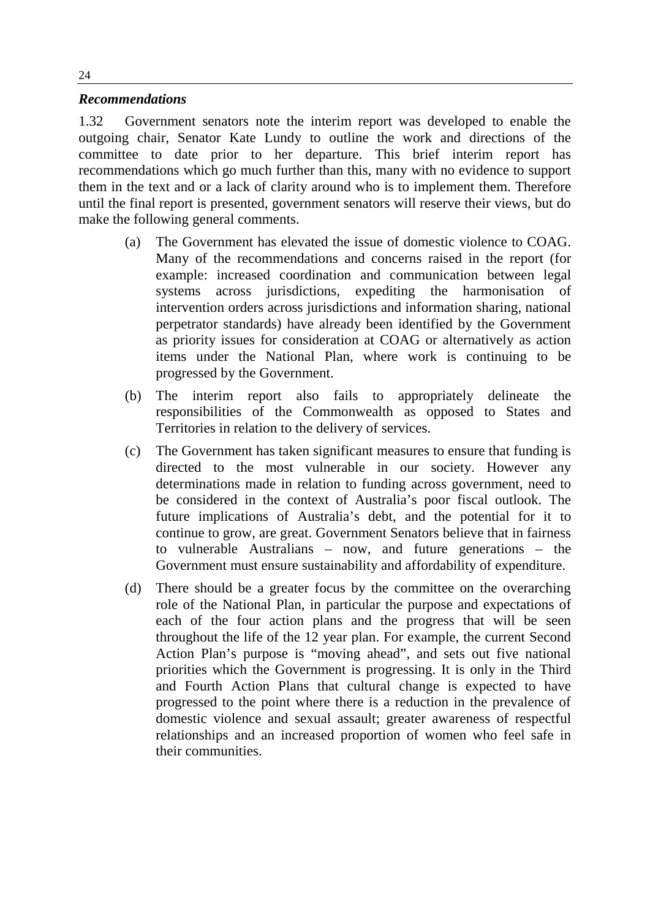### *Recommendations*

1.32 Government senators note the interim report was developed to enable the outgoing chair, Senator Kate Lundy to outline the work and directions of the committee to date prior to her departure. This brief interim report has recommendations which go much further than this, many with no evidence to support them in the text and or a lack of clarity around who is to implement them. Therefore until the final report is presented, government senators will reserve their views, but do make the following general comments.

(a) The Government has elevated the issue of domestic violence to COAG. Many of the recommendations and concerns raised in the report (for example: increased coordination and communication between legal systems across jurisdictions, expediting the harmonisation of intervention orders across jurisdictions and information sharing, national perpetrator standards) have already been identified by the Government as priority issues for consideration at COAG or alternatively as action items under the National Plan, where work is continuing to be progressed by the Government.

(b) The interim report also fails to appropriately delineate the responsibilities of the Commonwealth as opposed to States and Territories in relation to the delivery of services.

(c) The Government has taken significant measures to ensure that funding is directed to the most vulnerable in our society. However any determinations made in relation to funding across government, need to be considered in the context of Australia's poor fiscal outlook. The future implications of Australia's debt, and the potential for it to continue to grow, are great. Government Senators believe that in fairness to vulnerable Australians – now, and future generations – the Government must ensure sustainability and affordability of expenditure.

(d) There should be a greater focus by the committee on the overarching role of the National Plan, in particular the purpose and expectations of each of the four action plans and the progress that will be seen throughout the life of the 12 year plan. For example, the current Second Action Plan's purpose is "moving ahead", and sets out five national priorities which the Government is progressing. It is only in the Third and Fourth Action Plans that cultural change is expected to have progressed to the point where there is a reduction in the prevalence of domestic violence and sexual assault; greater awareness of respectful relationships and an increased proportion of women who feel safe in their communities.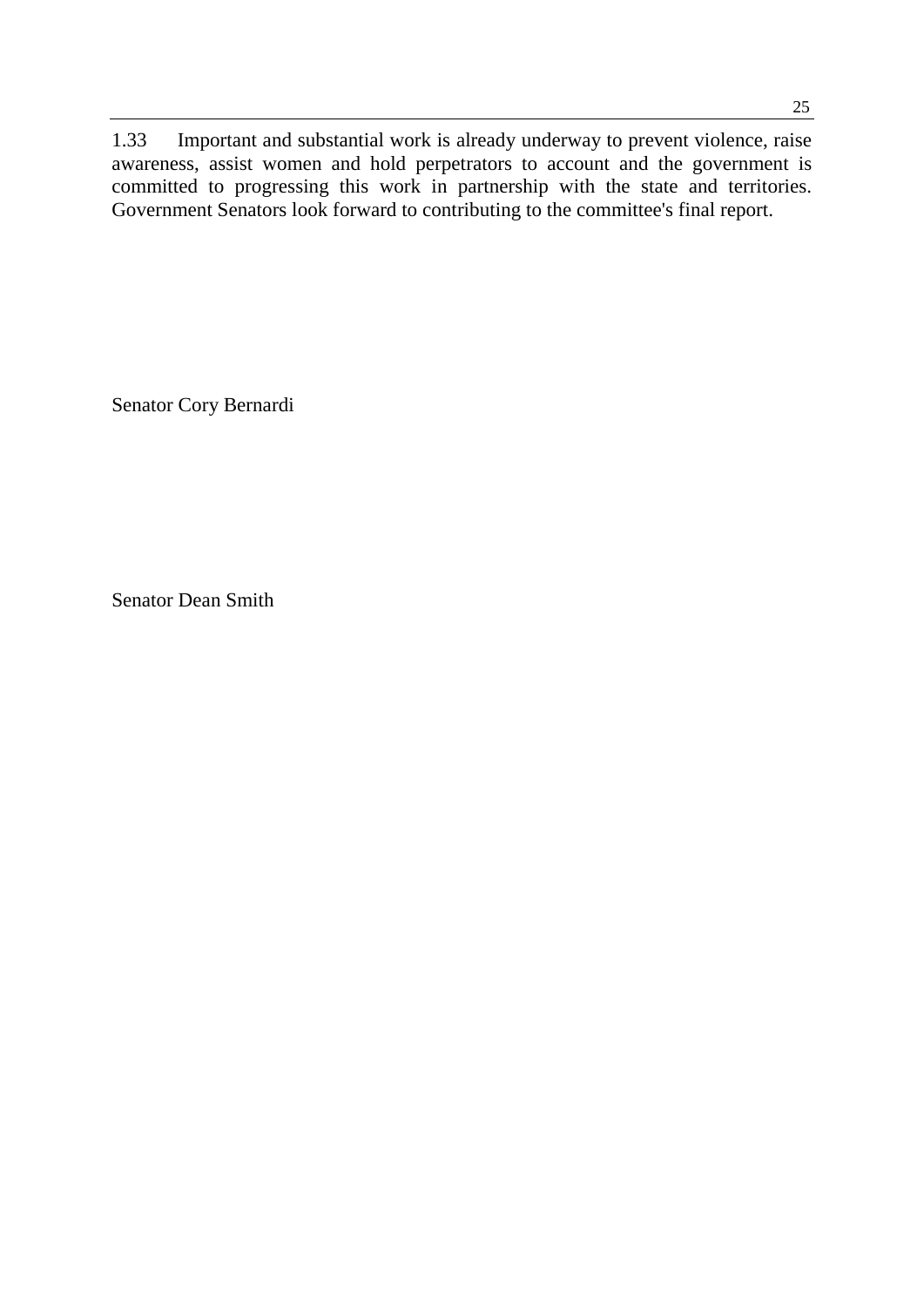1.33 Important and substantial work is already underway to prevent violence, raise awareness, assist women and hold perpetrators to account and the government is committed to progressing this work in partnership with the state and territories. Government Senators look forward to contributing to the committee's final report.

Senator Cory Bernardi

Senator Dean Smith